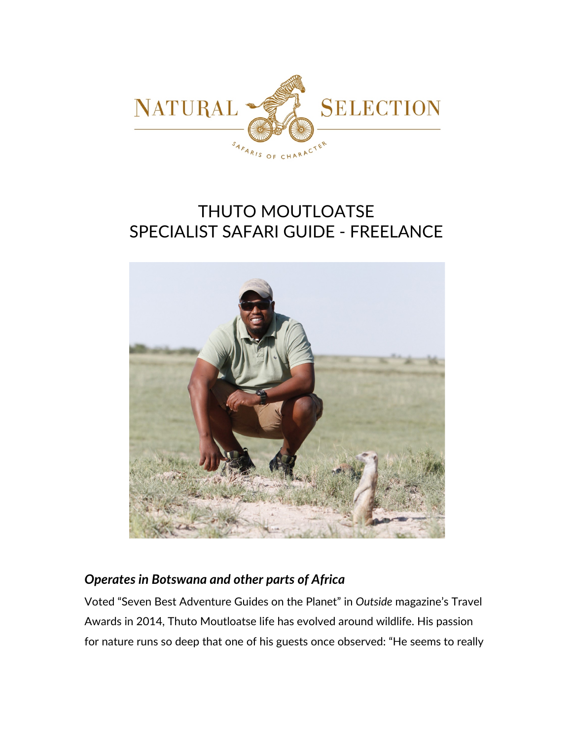# THUTO MOUTLOATSE
# SPECIALIST SAFARI GUIDE - FREELANCE

***Operates in Botswana and other parts of Africa***

Voted "Seven Best Adventure Guides on the Planet" in *Outside* magazine's Travel Awards in 2014, Thuto Moutloatse life has evolved around wildlife. His passion for nature runs so deep that one of his guests once observed: "He seems to really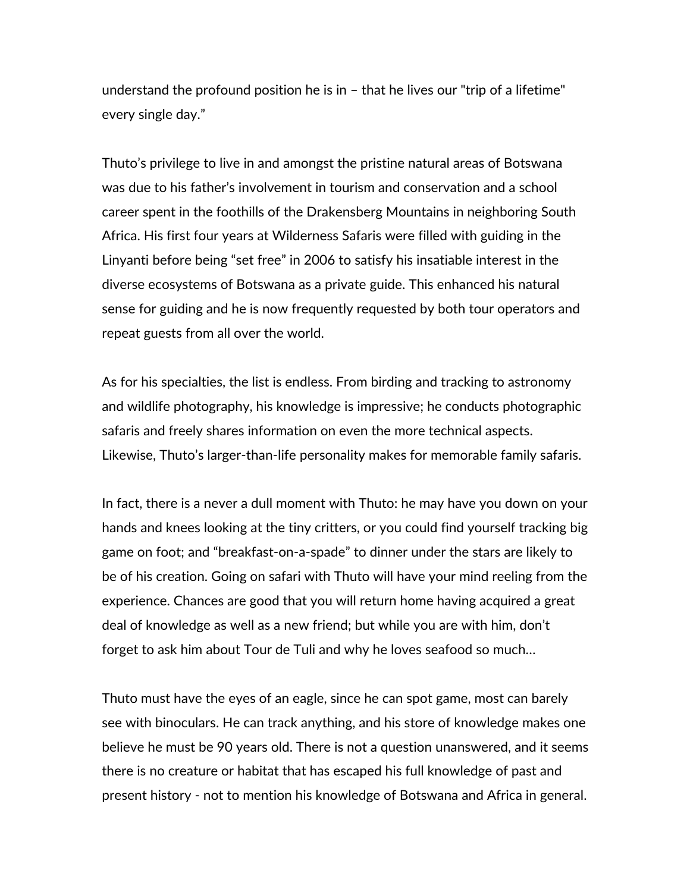understand the profound position he is in – that he lives our "trip of a lifetime" every single day."

Thuto's privilege to live in and amongst the pristine natural areas of Botswana was due to his father's involvement in tourism and conservation and a school career spent in the foothills of the Drakensberg Mountains in neighboring South Africa. His first four years at Wilderness Safaris were filled with guiding in the Linyanti before being "set free" in 2006 to satisfy his insatiable interest in the diverse ecosystems of Botswana as a private guide. This enhanced his natural sense for guiding and he is now frequently requested by both tour operators and repeat guests from all over the world.

As for his specialties, the list is endless. From birding and tracking to astronomy and wildlife photography, his knowledge is impressive; he conducts photographic safaris and freely shares information on even the more technical aspects. Likewise, Thuto's larger-than-life personality makes for memorable family safaris.

In fact, there is a never a dull moment with Thuto: he may have you down on your hands and knees looking at the tiny critters, or you could find yourself tracking big game on foot; and "breakfast-on-a-spade" to dinner under the stars are likely to be of his creation. Going on safari with Thuto will have your mind reeling from the experience. Chances are good that you will return home having acquired a great deal of knowledge as well as a new friend; but while you are with him, don't forget to ask him about Tour de Tuli and why he loves seafood so much…

Thuto must have the eyes of an eagle, since he can spot game, most can barely see with binoculars. He can track anything, and his store of knowledge makes one believe he must be 90 years old. There is not a question unanswered, and it seems there is no creature or habitat that has escaped his full knowledge of past and present history - not to mention his knowledge of Botswana and Africa in general.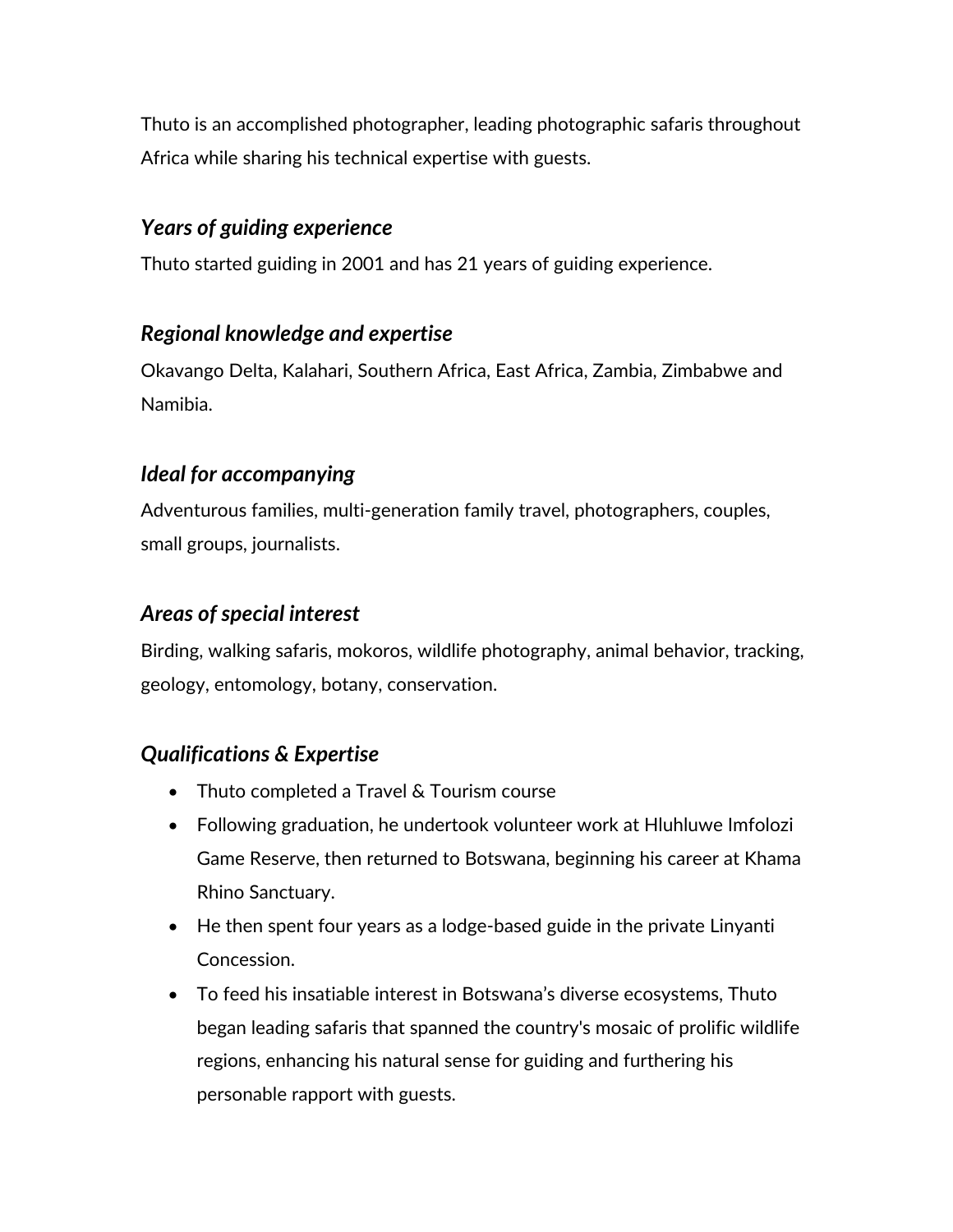Thuto is an accomplished photographer, leading photographic safaris throughout Africa while sharing his technical expertise with guests.

### *Years of guiding experience*

Thuto started guiding in 2001 and has 21 years of guiding experience.

### *Regional knowledge and expertise*

Okavango Delta, Kalahari, Southern Africa, East Africa, Zambia, Zimbabwe and Namibia.

### *Ideal for accompanying*

Adventurous families, multi-generation family travel, photographers, couples, small groups, journalists.

### *Areas of special interest*

Birding, walking safaris, mokoros, wildlife photography, animal behavior, tracking, geology, entomology, botany, conservation.

### *Qualifications & Expertise*

- Thuto completed a Travel & Tourism course
- Following graduation, he undertook volunteer work at Hluhluwe Imfolozi Game Reserve, then returned to Botswana, beginning his career at Khama Rhino Sanctuary.
- He then spent four years as a lodge-based guide in the private Linyanti Concession.
- To feed his insatiable interest in Botswana's diverse ecosystems, Thuto began leading safaris that spanned the country's mosaic of prolific wildlife regions, enhancing his natural sense for guiding and furthering his personable rapport with guests.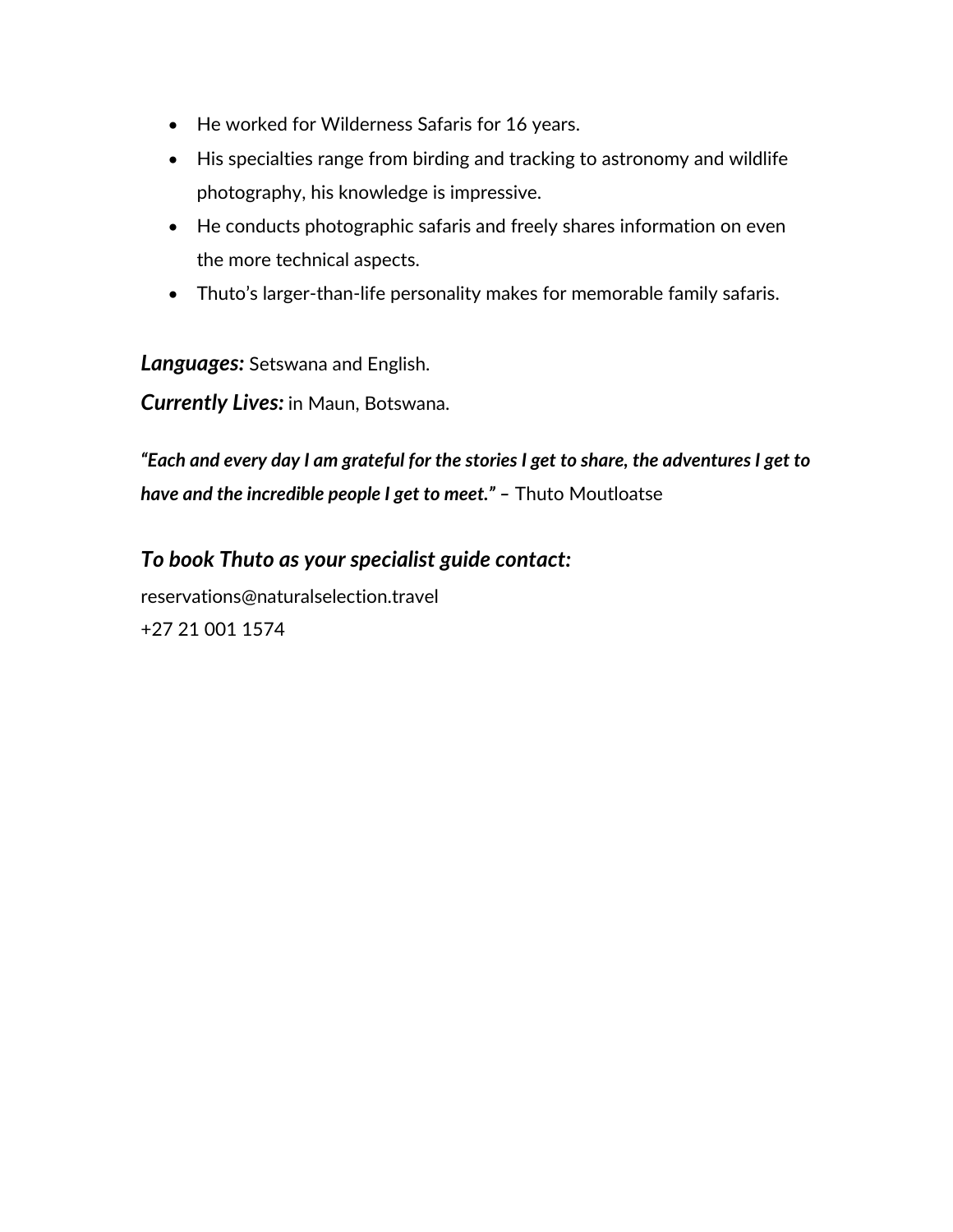- He worked for Wilderness Safaris for 16 years.
- His specialties range from birding and tracking to astronomy and wildlife photography, his knowledge is impressive.
- He conducts photographic safaris and freely shares information on even the more technical aspects.
- Thuto's larger-than-life personality makes for memorable family safaris.

***Languages:*** Setswana and English.

***Currently Lives:*** in Maun, Botswana.

***"Each and every day I am grateful for the stories I get to share, the adventures I get to have and the incredible people I get to meet." –*** Thuto Moutloatse

### *To book Thuto as your specialist guide contact:*

reservations@naturalselection.travel
+27 21 001 1574